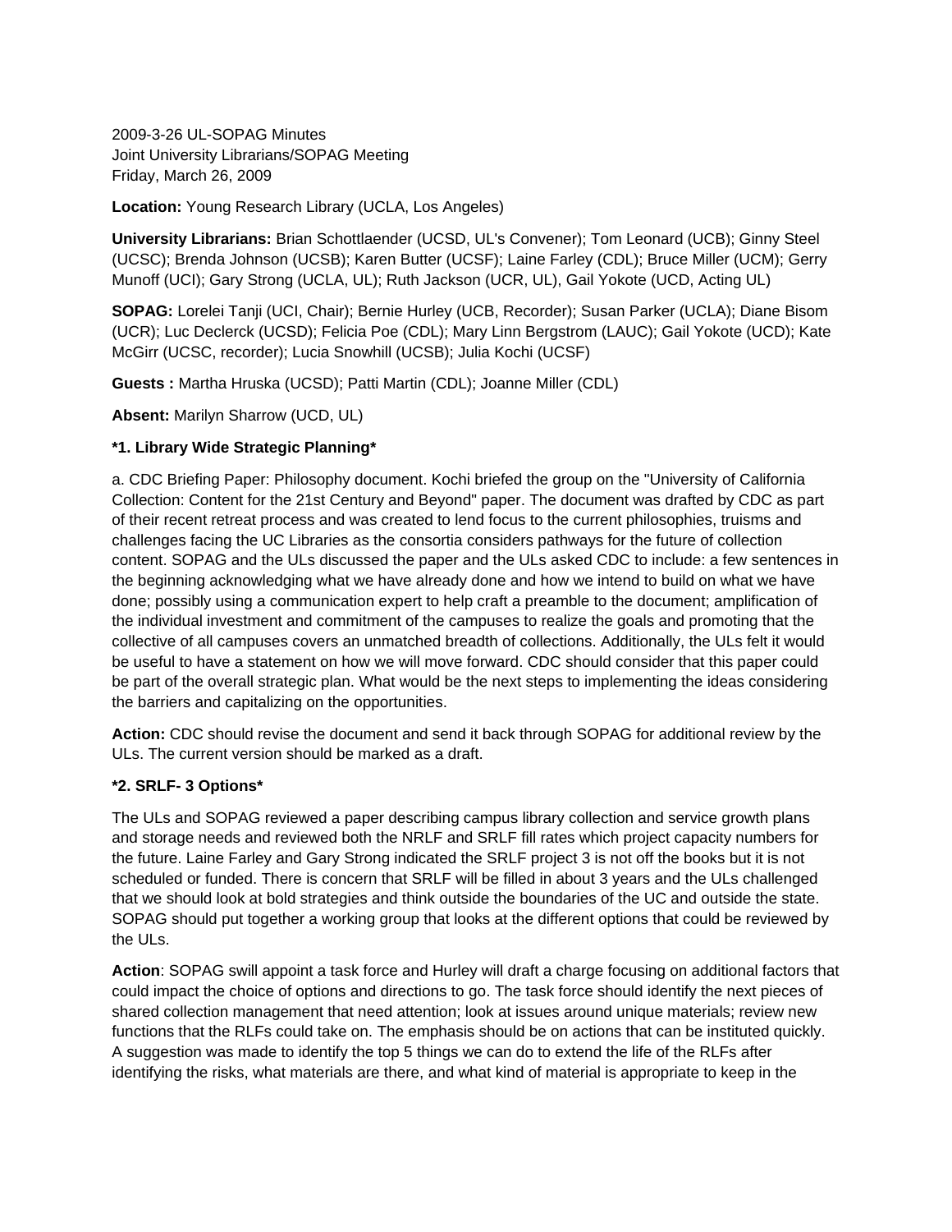2009-3-26 UL-SOPAG Minutes
Joint University Librarians/SOPAG Meeting
Friday, March 26, 2009

**Location:** Young Research Library (UCLA, Los Angeles)

**University Librarians:** Brian Schottlaender (UCSD, UL's Convener); Tom Leonard (UCB); Ginny Steel (UCSC); Brenda Johnson (UCSB); Karen Butter (UCSF); Laine Farley (CDL); Bruce Miller (UCM); Gerry Munoff (UCI); Gary Strong (UCLA, UL); Ruth Jackson (UCR, UL), Gail Yokote (UCD, Acting UL)

**SOPAG:** Lorelei Tanji (UCI, Chair); Bernie Hurley (UCB, Recorder); Susan Parker (UCLA); Diane Bisom (UCR); Luc Declerck (UCSD); Felicia Poe (CDL); Mary Linn Bergstrom (LAUC); Gail Yokote (UCD); Kate McGirr (UCSC, recorder); Lucia Snowhill (UCSB); Julia Kochi (UCSF)

**Guests :** Martha Hruska (UCSD); Patti Martin (CDL); Joanne Miller (CDL)

**Absent:** Marilyn Sharrow (UCD, UL)

**\*1. Library Wide Strategic Planning\***

a. CDC Briefing Paper: Philosophy document. Kochi briefed the group on the "University of California Collection: Content for the 21st Century and Beyond" paper. The document was drafted by CDC as part of their recent retreat process and was created to lend focus to the current philosophies, truisms and challenges facing the UC Libraries as the consortia considers pathways for the future of collection content. SOPAG and the ULs discussed the paper and the ULs asked CDC to include: a few sentences in the beginning acknowledging what we have already done and how we intend to build on what we have done; possibly using a communication expert to help craft a preamble to the document; amplification of the individual investment and commitment of the campuses to realize the goals and promoting that the collective of all campuses covers an unmatched breadth of collections. Additionally, the ULs felt it would be useful to have a statement on how we will move forward. CDC should consider that this paper could be part of the overall strategic plan. What would be the next steps to implementing the ideas considering the barriers and capitalizing on the opportunities.

**Action:** CDC should revise the document and send it back through SOPAG for additional review by the ULs. The current version should be marked as a draft.

**\*2. SRLF- 3 Options\***

The ULs and SOPAG reviewed a paper describing campus library collection and service growth plans and storage needs and reviewed both the NRLF and SRLF fill rates which project capacity numbers for the future. Laine Farley and Gary Strong indicated the SRLF project 3 is not off the books but it is not scheduled or funded. There is concern that SRLF will be filled in about 3 years and the ULs challenged that we should look at bold strategies and think outside the boundaries of the UC and outside the state. SOPAG should put together a working group that looks at the different options that could be reviewed by the ULs.

**Action**: SOPAG swill appoint a task force and Hurley will draft a charge focusing on additional factors that could impact the choice of options and directions to go. The task force should identify the next pieces of shared collection management that need attention; look at issues around unique materials; review new functions that the RLFs could take on. The emphasis should be on actions that can be instituted quickly. A suggestion was made to identify the top 5 things we can do to extend the life of the RLFs after identifying the risks, what materials are there, and what kind of material is appropriate to keep in the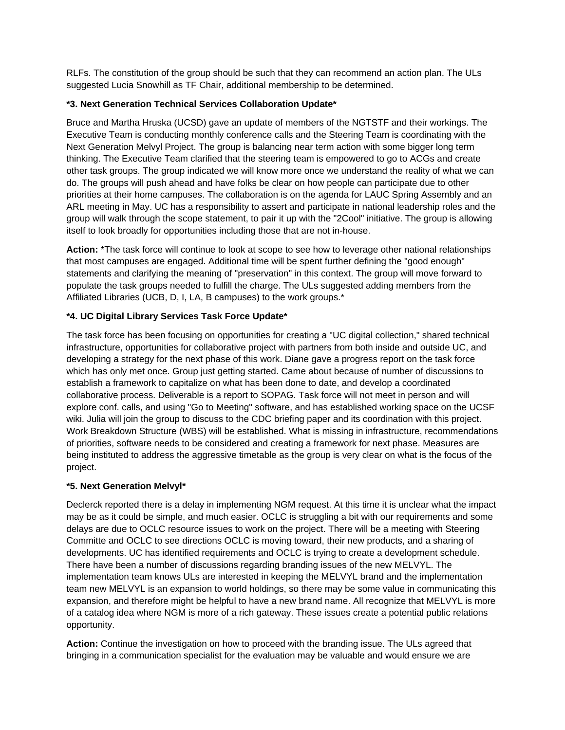RLFs. The constitution of the group should be such that they can recommend an action plan. The ULs suggested Lucia Snowhill as TF Chair, additional membership to be determined.

**\*3. Next Generation Technical Services Collaboration Update\***

Bruce and Martha Hruska (UCSD) gave an update of members of the NGTSTF and their workings. The Executive Team is conducting monthly conference calls and the Steering Team is coordinating with the Next Generation Melvyl Project. The group is balancing near term action with some bigger long term thinking. The Executive Team clarified that the steering team is empowered to go to ACGs and create other task groups. The group indicated we will know more once we understand the reality of what we can do. The groups will push ahead and have folks be clear on how people can participate due to other priorities at their home campuses. The collaboration is on the agenda for LAUC Spring Assembly and an ARL meeting in May. UC has a responsibility to assert and participate in national leadership roles and the group will walk through the scope statement, to pair it up with the "2Cool" initiative. The group is allowing itself to look broadly for opportunities including those that are not in-house.

**Action:** \*The task force will continue to look at scope to see how to leverage other national relationships that most campuses are engaged. Additional time will be spent further defining the "good enough" statements and clarifying the meaning of "preservation" in this context. The group will move forward to populate the task groups needed to fulfill the charge. The ULs suggested adding members from the Affiliated Libraries (UCB, D, I, LA, B campuses) to the work groups.\*

**\*4. UC Digital Library Services Task Force Update\***

The task force has been focusing on opportunities for creating a "UC digital collection," shared technical infrastructure, opportunities for collaborative project with partners from both inside and outside UC, and developing a strategy for the next phase of this work. Diane gave a progress report on the task force which has only met once. Group just getting started. Came about because of number of discussions to establish a framework to capitalize on what has been done to date, and develop a coordinated collaborative process. Deliverable is a report to SOPAG. Task force will not meet in person and will explore conf. calls, and using "Go to Meeting" software, and has established working space on the UCSF wiki. Julia will join the group to discuss to the CDC briefing paper and its coordination with this project. Work Breakdown Structure (WBS) will be established. What is missing in infrastructure, recommendations of priorities, software needs to be considered and creating a framework for next phase. Measures are being instituted to address the aggressive timetable as the group is very clear on what is the focus of the project.

**\*5. Next Generation Melvyl\***

Declerck reported there is a delay in implementing NGM request. At this time it is unclear what the impact may be as it could be simple, and much easier. OCLC is struggling a bit with our requirements and some delays are due to OCLC resource issues to work on the project. There will be a meeting with Steering Committe and OCLC to see directions OCLC is moving toward, their new products, and a sharing of developments. UC has identified requirements and OCLC is trying to create a development schedule. There have been a number of discussions regarding branding issues of the new MELVYL. The implementation team knows ULs are interested in keeping the MELVYL brand and the implementation team new MELVYL is an expansion to world holdings, so there may be some value in communicating this expansion, and therefore might be helpful to have a new brand name. All recognize that MELVYL is more of a catalog idea where NGM is more of a rich gateway. These issues create a potential public relations opportunity.

**Action:** Continue the investigation on how to proceed with the branding issue. The ULs agreed that bringing in a communication specialist for the evaluation may be valuable and would ensure we are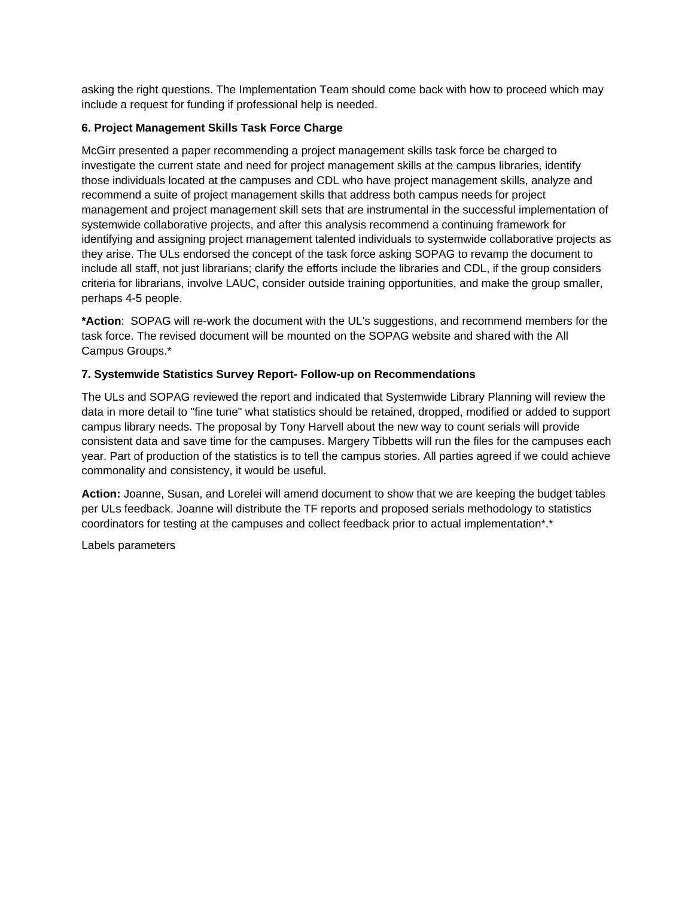asking the right questions. The Implementation Team should come back with how to proceed which may include a request for funding if professional help is needed.

**6. Project Management Skills Task Force Charge**

McGirr presented a paper recommending a project management skills task force be charged to investigate the current state and need for project management skills at the campus libraries, identify those individuals located at the campuses and CDL who have project management skills, analyze and recommend a suite of project management skills that address both campus needs for project management and project management skill sets that are instrumental in the successful implementation of systemwide collaborative projects, and after this analysis recommend a continuing framework for identifying and assigning project management talented individuals to systemwide collaborative projects as they arise. The ULs endorsed the concept of the task force asking SOPAG to revamp the document to include all staff, not just librarians; clarify the efforts include the libraries and CDL, if the group considers criteria for librarians, involve LAUC, consider outside training opportunities, and make the group smaller, perhaps 4-5 people.

***Action**:  SOPAG will re-work the document with the UL's suggestions, and recommend members for the task force. The revised document will be mounted on the SOPAG website and shared with the All Campus Groups.*

**7. Systemwide Statistics Survey Report- Follow-up on Recommendations**

The ULs and SOPAG reviewed the report and indicated that Systemwide Library Planning will review the data in more detail to "fine tune" what statistics should be retained, dropped, modified or added to support campus library needs. The proposal by Tony Harvell about the new way to count serials will provide consistent data and save time for the campuses. Margery Tibbetts will run the files for the campuses each year. Part of production of the statistics is to tell the campus stories. All parties agreed if we could achieve commonality and consistency, it would be useful.

**Action:** Joanne, Susan, and Lorelei will amend document to show that we are keeping the budget tables per ULs feedback. Joanne will distribute the TF reports and proposed serials methodology to statistics coordinators for testing at the campuses and collect feedback prior to actual implementation*.*

Labels parameters